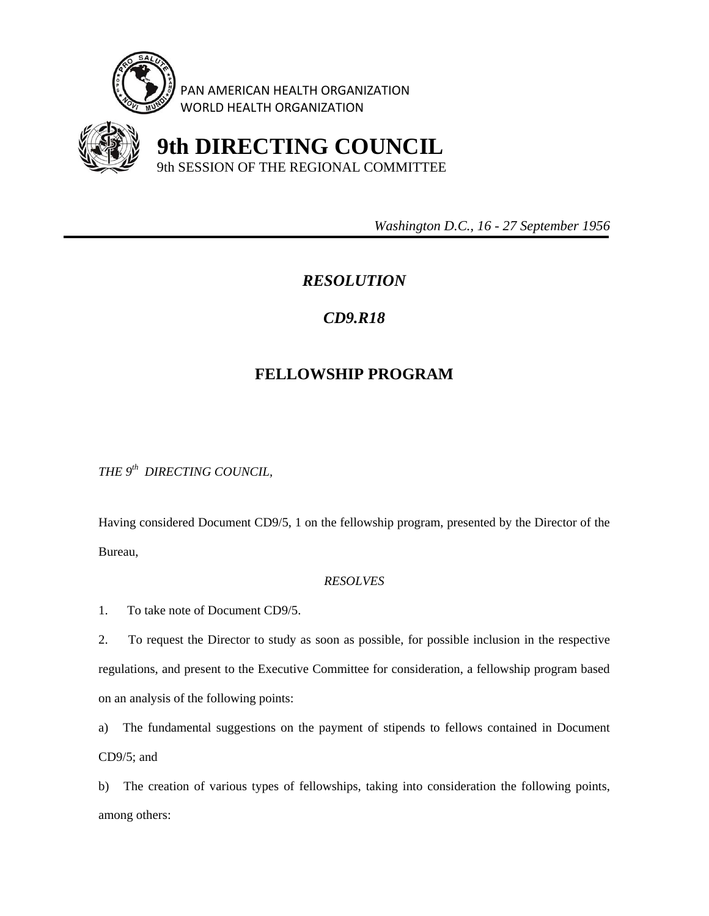PAN AMERICAN HEALTH ORGANIZATION
WORLD HEALTH ORGANIZATION

# 9th DIRECTING COUNCIL

9th SESSION OF THE REGIONAL COMMITTEE

*Washington D.C., 16 - 27 September 1956*

---

## *RESOLUTION*

## *CD9.R18*

## FELLOWSHIP PROGRAM

*THE 9th DIRECTING COUNCIL,*

Having considered Document CD9/5, 1 on the fellowship program, presented by the Director of the Bureau,

*RESOLVES*

1. To take note of Document CD9/5.

2. To request the Director to study as soon as possible, for possible inclusion in the respective regulations, and present to the Executive Committee for consideration, a fellowship program based on an analysis of the following points:

a) The fundamental suggestions on the payment of stipends to fellows contained in Document CD9/5; and

b) The creation of various types of fellowships, taking into consideration the following points, among others: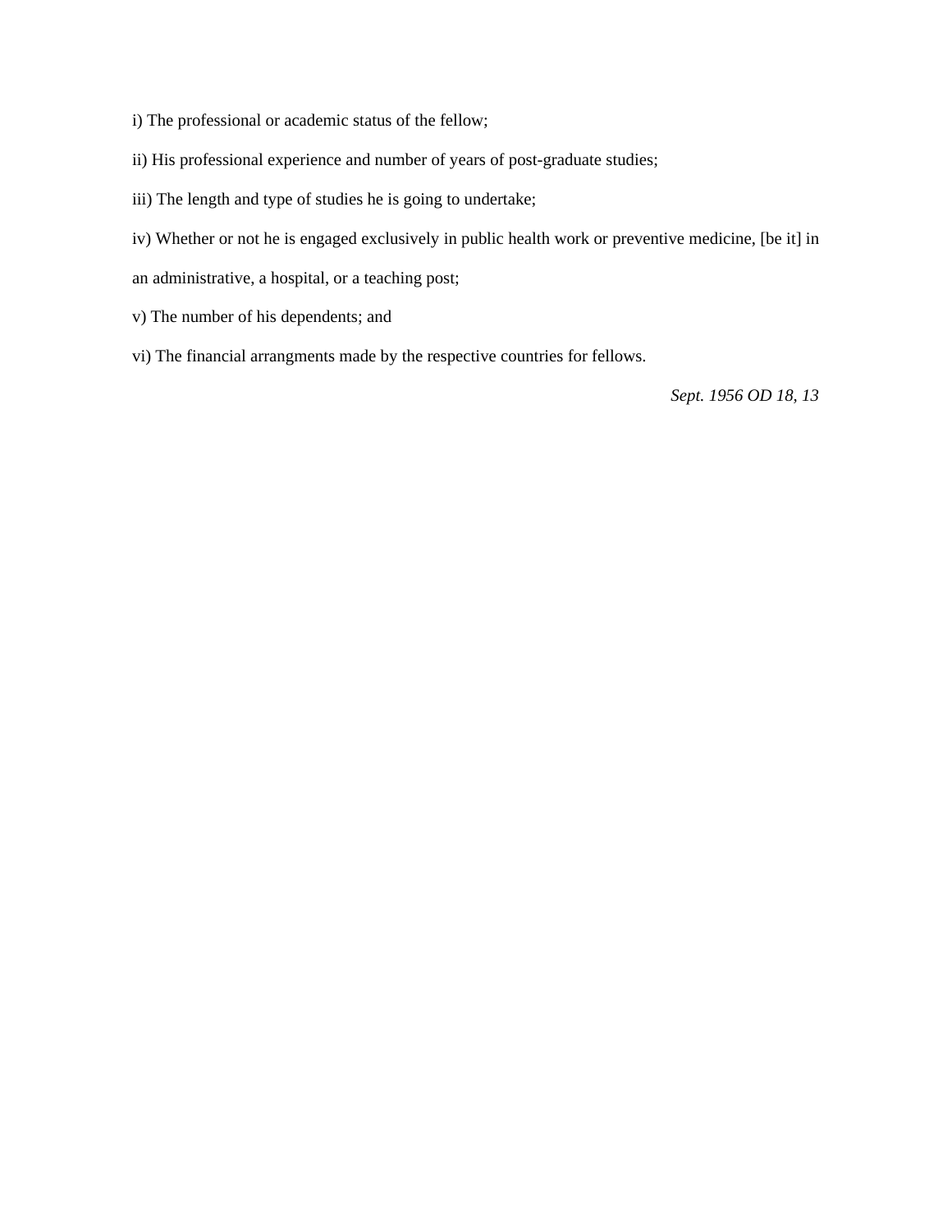i) The professional or academic status of the fellow;

ii) His professional experience and number of years of post-graduate studies;

iii) The length and type of studies he is going to undertake;

iv) Whether or not he is engaged exclusively in public health work or preventive medicine, [be it] in an administrative, a hospital, or a teaching post;

v) The number of his dependents; and

vi) The financial arrangments made by the respective countries for fellows.

*Sept. 1956 OD 18, 13*